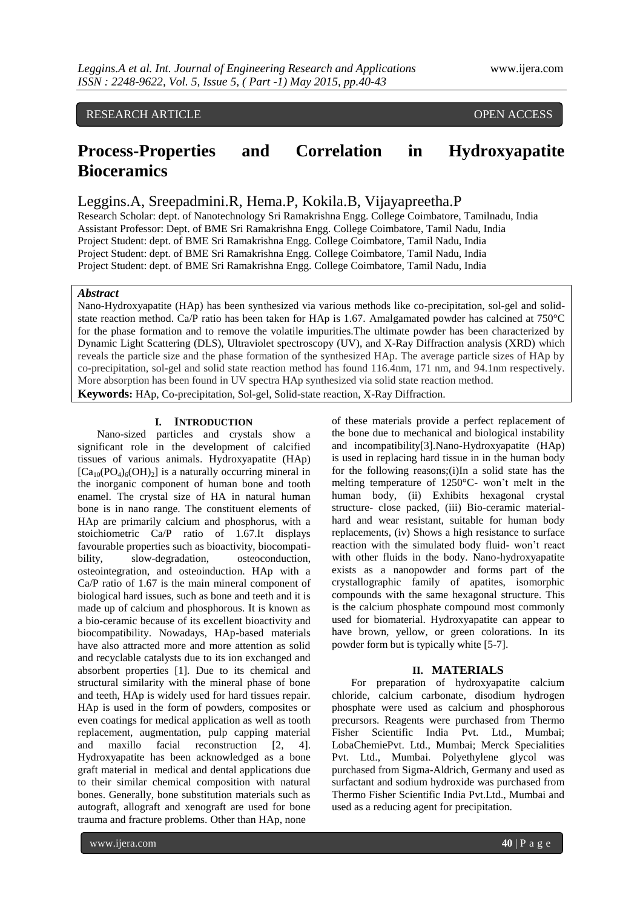RESEARCH ARTICLE OPEN ACCESS

# Process-Properties and Correlation in Hydroxyapatite Bioceramics

Leggins.A, Sreepadmini.R, Hema.P, Kokila.B, Vijayapreetha.P

Research Scholar: dept. of Nanotechnology Sri Ramakrishna Engg. College Coimbatore, Tamilnadu, India
Assistant Professor: Dept. of BME Sri Ramakrishna Engg. College Coimbatore, Tamil Nadu, India
Project Student: dept. of BME Sri Ramakrishna Engg. College Coimbatore, Tamil Nadu, India
Project Student: dept. of BME Sri Ramakrishna Engg. College Coimbatore, Tamil Nadu, India
Project Student: dept. of BME Sri Ramakrishna Engg. College Coimbatore, Tamil Nadu, India

### *Abstract*

Nano-Hydroxyapatite (HAp) has been synthesized via various methods like co-precipitation, sol-gel and solid-state reaction method. Ca/P ratio has been taken for HAp is 1.67. Amalgamated powder has calcined at 750°C for the phase formation and to remove the volatile impurities.The ultimate powder has been characterized by Dynamic Light Scattering (DLS), Ultraviolet spectroscopy (UV), and X-Ray Diffraction analysis (XRD) which reveals the particle size and the phase formation of the synthesized HAp. The average particle sizes of HAp by co-precipitation, sol-gel and solid state reaction method has found 116.4nm, 171 nm, and 94.1nm respectively. More absorption has been found in UV spectra HAp synthesized via solid state reaction method.

**Keywords:** HAp, Co-precipitation, Sol-gel, Solid-state reaction, X-Ray Diffraction.

## I. INTRODUCTION

Nano-sized particles and crystals show a significant role in the development of calcified tissues of various animals. Hydroxyapatite (HAp) $[Ca_{10}(PO_4)_6(OH)_2]$ is a naturally occurring mineral in the inorganic component of human bone and tooth enamel. The crystal size of HA in natural human bone is in nano range. The constituent elements of HAp are primarily calcium and phosphorus, with a stoichiometric Ca/P ratio of 1.67.It displays favourable properties such as bioactivity, biocompatibility, slow-degradation, osteoconduction, osteointegration, and osteoinduction. HAp with a Ca/P ratio of 1.67 is the main mineral component of biological hard issues, such as bone and teeth and it is made up of calcium and phosphorous. It is known as a bio-ceramic because of its excellent bioactivity and biocompatibility. Nowadays, HAp-based materials have also attracted more and more attention as solid and recyclable catalysts due to its ion exchanged and absorbent properties [1]. Due to its chemical and structural similarity with the mineral phase of bone and teeth, HAp is widely used for hard tissues repair. HAp is used in the form of powders, composites or even coatings for medical application as well as tooth replacement, augmentation, pulp capping material and maxillo facial reconstruction [2, 4]. Hydroxyapatite has been acknowledged as a bone graft material in medical and dental applications due to their similar chemical composition with natural bones. Generally, bone substitution materials such as autograft, allograft and xenograft are used for bone trauma and fracture problems. Other than HAp, none of these materials provide a perfect replacement of the bone due to mechanical and biological instability and incompatibility[3].Nano-Hydroxyapatite (HAp) is used in replacing hard tissue in in the human body for the following reasons;(i)In a solid state has the melting temperature of 1250°C- won't melt in the human body, (ii) Exhibits hexagonal crystal structure- close packed, (iii) Bio-ceramic material-hard and wear resistant, suitable for human body replacements, (iv) Shows a high resistance to surface reaction with the simulated body fluid- won't react with other fluids in the body. Nano-hydroxyapatite exists as a nanopowder and forms part of the crystallographic family of apatites, isomorphic compounds with the same hexagonal structure. This is the calcium phosphate compound most commonly used for biomaterial. Hydroxyapatite can appear to have brown, yellow, or green colorations. In its powder form but is typically white [5-7].

## II. MATERIALS

For preparation of hydroxyapatite calcium chloride, calcium carbonate, disodium hydrogen phosphate were used as calcium and phosphorous precursors. Reagents were purchased from Thermo Fisher Scientific India Pvt. Ltd., Mumbai; LobaChemiePvt. Ltd., Mumbai; Merck Specialities Pvt. Ltd., Mumbai. Polyethylene glycol was purchased from Sigma-Aldrich, Germany and used as surfactant and sodium hydroxide was purchased from Thermo Fisher Scientific India Pvt.Ltd., Mumbai and used as a reducing agent for precipitation.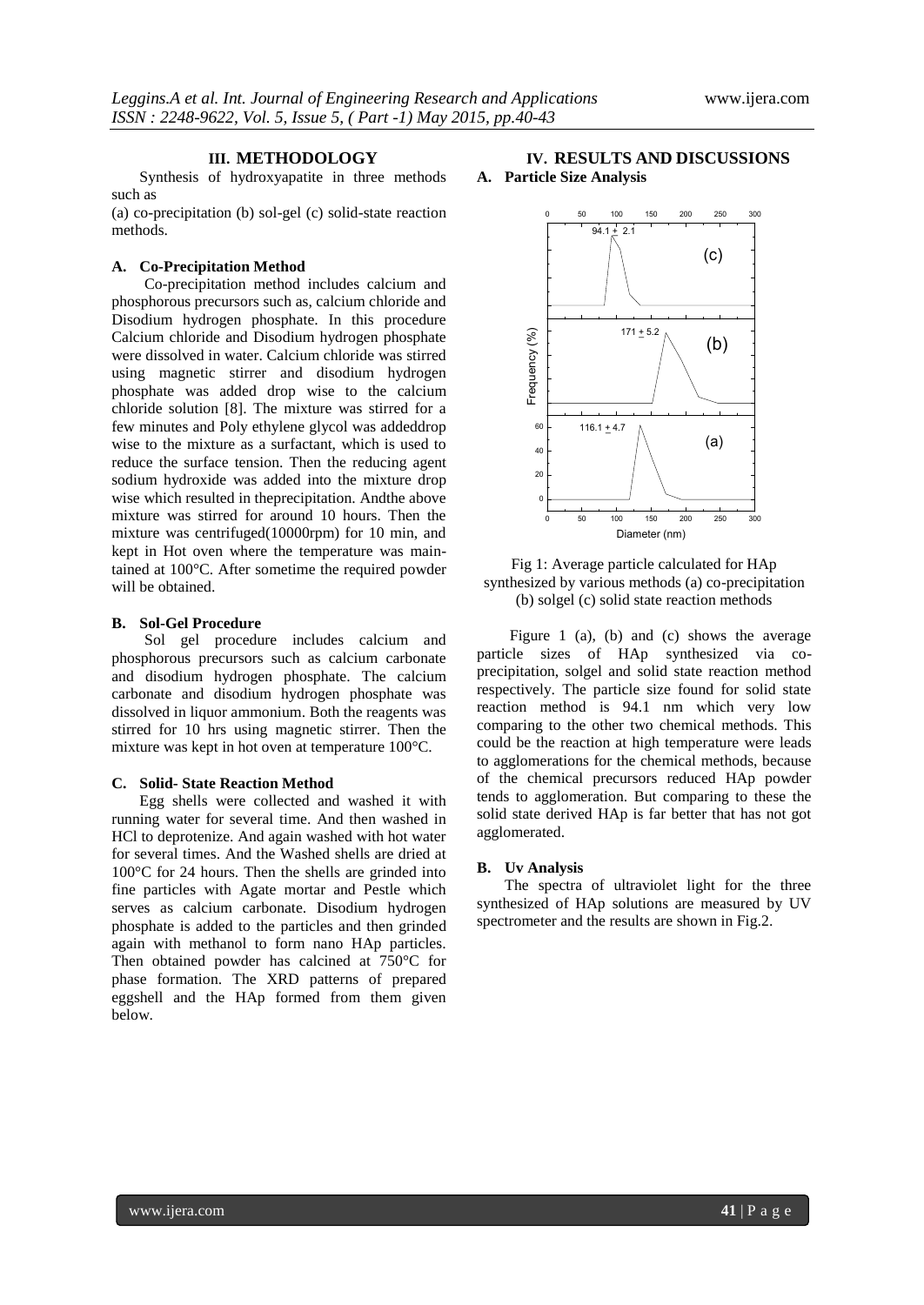## III. METHODOLOGY

Synthesis of hydroxyapatite in three methods such as

(a) co-precipitation (b) sol-gel (c) solid-state reaction methods.

### A. Co-Precipitation Method

Co-precipitation method includes calcium and phosphorous precursors such as, calcium chloride and Disodium hydrogen phosphate. In this procedure Calcium chloride and Disodium hydrogen phosphate were dissolved in water. Calcium chloride was stirred using magnetic stirrer and disodium hydrogen phosphate was added drop wise to the calcium chloride solution [8]. The mixture was stirred for a few minutes and Poly ethylene glycol was addeddrop wise to the mixture as a surfactant, which is used to reduce the surface tension. Then the reducing agent sodium hydroxide was added into the mixture drop wise which resulted in theprecipitation. Andthe above mixture was stirred for around 10 hours. Then the mixture was centrifuged(10000rpm) for 10 min, and kept in Hot oven where the temperature was maintained at 100°C. After sometime the required powder will be obtained.

### B. Sol-Gel Procedure

Sol gel procedure includes calcium and phosphorous precursors such as calcium carbonate and disodium hydrogen phosphate. The calcium carbonate and disodium hydrogen phosphate was dissolved in liquor ammonium. Both the reagents was stirred for 10 hrs using magnetic stirrer. Then the mixture was kept in hot oven at temperature 100°C.

### C. Solid- State Reaction Method

Egg shells were collected and washed it with running water for several time. And then washed in HCl to deprotenize. And again washed with hot water for several times. And the Washed shells are dried at 100°C for 24 hours. Then the shells are grinded into fine particles with Agate mortar and Pestle which serves as calcium carbonate. Disodium hydrogen phosphate is added to the particles and then grinded again with methanol to form nano HAp particles. Then obtained powder has calcined at 750°C for phase formation. The XRD patterns of prepared eggshell and the HAp formed from them given below.

## IV. RESULTS AND DISCUSSIONS

### A. Particle Size Analysis

Fig 1: Average particle calculated for HAp synthesized by various methods (a) co-precipitation (b) solgel (c) solid state reaction methods

Figure 1 (a), (b) and (c) shows the average particle sizes of HAp synthesized via co-precipitation, solgel and solid state reaction method respectively. The particle size found for solid state reaction method is 94.1 nm which very low comparing to the other two chemical methods. This could be the reaction at high temperature were leads to agglomerations for the chemical methods, because of the chemical precursors reduced HAp powder tends to agglomeration. But comparing to these the solid state derived HAp is far better that has not got agglomerated.

### B. Uv Analysis

The spectra of ultraviolet light for the three synthesized of HAp solutions are measured by UV spectrometer and the results are shown in Fig.2.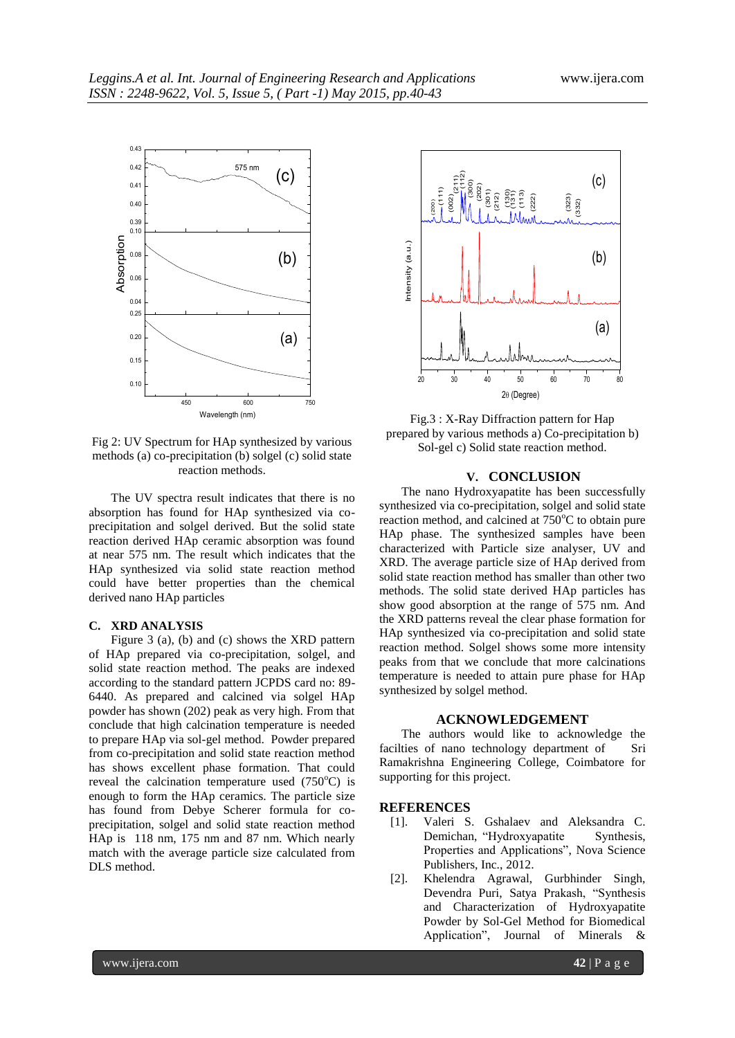Fig 2: UV Spectrum for HAp synthesized by various methods (a) co-precipitation (b) solgel (c) solid state reaction methods.

The UV spectra result indicates that there is no absorption has found for HAp synthesized via co-precipitation and solgel derived. But the solid state reaction derived HAp ceramic absorption was found at near 575 nm. The result which indicates that the HAp synthesized via solid state reaction method could have better properties than the chemical derived nano HAp particles

### C. XRD ANALYSIS

Figure 3 (a), (b) and (c) shows the XRD pattern of HAp prepared via co-precipitation, solgel, and solid state reaction method. The peaks are indexed according to the standard pattern JCPDS card no: 89-6440. As prepared and calcined via solgel HAp powder has shown (202) peak as very high. From that conclude that high calcination temperature is needed to prepare HAp via sol-gel method. Powder prepared from co-precipitation and solid state reaction method has shows excellent phase formation. That could reveal the calcination temperature used (750$^{o}$C) is enough to form the HAp ceramics. The particle size has found from Debye Scherer formula for co-precipitation, solgel and solid state reaction method HAp is 118 nm, 175 nm and 87 nm. Which nearly match with the average particle size calculated from DLS method.

Fig.3 : X-Ray Diffraction pattern for Hap prepared by various methods a) Co-precipitation b) Sol-gel c) Solid state reaction method.

## V. CONCLUSION

The nano Hydroxyapatite has been successfully synthesized via co-precipitation, solgel and solid state reaction method, and calcined at 750$^{o}$C to obtain pure HAp phase. The synthesized samples have been characterized with Particle size analyser, UV and XRD. The average particle size of HAp derived from solid state reaction method has smaller than other two methods. The solid state derived HAp particles has show good absorption at the range of 575 nm. And the XRD patterns reveal the clear phase formation for HAp synthesized via co-precipitation and solid state reaction method. Solgel shows some more intensity peaks from that we conclude that more calcinations temperature is needed to attain pure phase for HAp synthesized by solgel method.

## ACKNOWLEDGEMENT

The authors would like to acknowledge the facilties of nano technology department of Sri Ramakrishna Engineering College, Coimbatore for supporting for this project.

## REFERENCES

[1]. Valeri S. Gshalaev and Aleksandra C. Demichan, "Hydroxyapatite Synthesis, Properties and Applications", Nova Science Publishers, Inc., 2012.

[2]. Khelendra Agrawal, Gurbhinder Singh, Devendra Puri, Satya Prakash, "Synthesis and Characterization of Hydroxyapatite Powder by Sol-Gel Method for Biomedical Application", Journal of Minerals &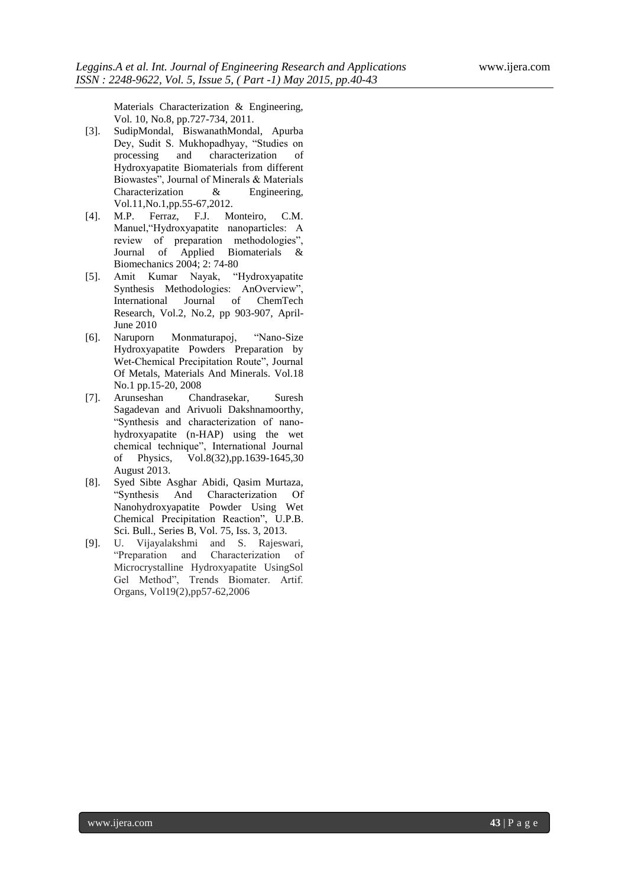Materials Characterization & Engineering, Vol. 10, No.8, pp.727-734, 2011.

[3]. SudipMondal, BiswanathMondal, Apurba Dey, Sudit S. Mukhopadhyay, "Studies on processing and characterization of Hydroxyapatite Biomaterials from different Biowastes", Journal of Minerals & Materials Characterization & Engineering, Vol.11,No.1,pp.55-67,2012.

[4]. M.P. Ferraz, F.J. Monteiro, C.M. Manuel,"Hydroxyapatite nanoparticles: A review of preparation methodologies", Journal of Applied Biomaterials & Biomechanics 2004; 2: 74-80

[5]. Amit Kumar Nayak, "Hydroxyapatite Synthesis Methodologies: AnOverview", International Journal of ChemTech Research, Vol.2, No.2, pp 903-907, April-June 2010

[6]. Naruporn Monmaturapoj, "Nano-Size Hydroxyapatite Powders Preparation by Wet-Chemical Precipitation Route", Journal Of Metals, Materials And Minerals. Vol.18 No.1 pp.15-20, 2008

[7]. Arunseshan Chandrasekar, Suresh Sagadevan and Arivuoli Dakshnamoorthy, "Synthesis and characterization of nano-hydroxyapatite (n-HAP) using the wet chemical technique", International Journal of Physics, Vol.8(32),pp.1639-1645,30 August 2013.

[8]. Syed Sibte Asghar Abidi, Qasim Murtaza, "Synthesis And Characterization Of Nanohydroxyapatite Powder Using Wet Chemical Precipitation Reaction", U.P.B. Sci. Bull., Series B, Vol. 75, Iss. 3, 2013.

[9]. U. Vijayalakshmi and S. Rajeswari, "Preparation and Characterization of Microcrystalline Hydroxyapatite UsingSol Gel Method", Trends Biomater. Artif. Organs, Vol19(2),pp57-62,2006